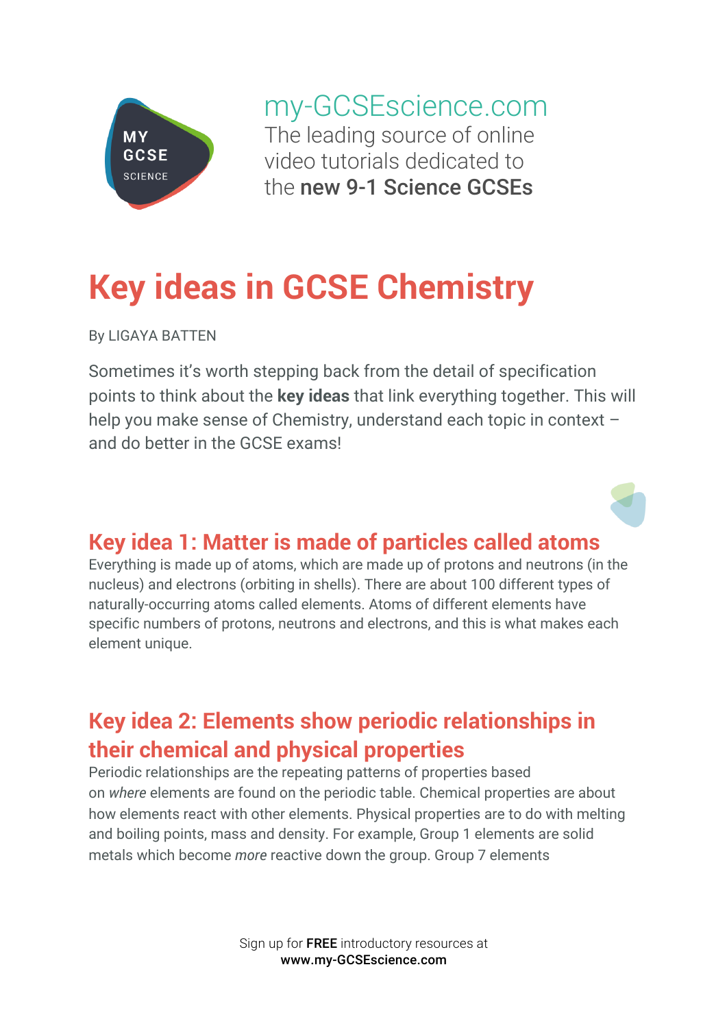my-GCSEscience.com
The leading source of online video tutorials dedicated to the **new 9-1 Science GCSEs**

# Key ideas in GCSE Chemistry

By LIGAYA BATTEN

Sometimes it's worth stepping back from the detail of specification points to think about the **key ideas** that link everything together. This will help you make sense of Chemistry, understand each topic in context – and do better in the GCSE exams!

## Key idea 1: Matter is made of particles called atoms

Everything is made up of atoms, which are made up of protons and neutrons (in the nucleus) and electrons (orbiting in shells). There are about 100 different types of naturally-occurring atoms called elements. Atoms of different elements have specific numbers of protons, neutrons and electrons, and this is what makes each element unique.

## Key idea 2: Elements show periodic relationships in their chemical and physical properties

Periodic relationships are the repeating patterns of properties based on *where* elements are found on the periodic table. Chemical properties are about how elements react with other elements. Physical properties are to do with melting and boiling points, mass and density. For example, Group 1 elements are solid metals which become *more* reactive down the group. Group 7 elements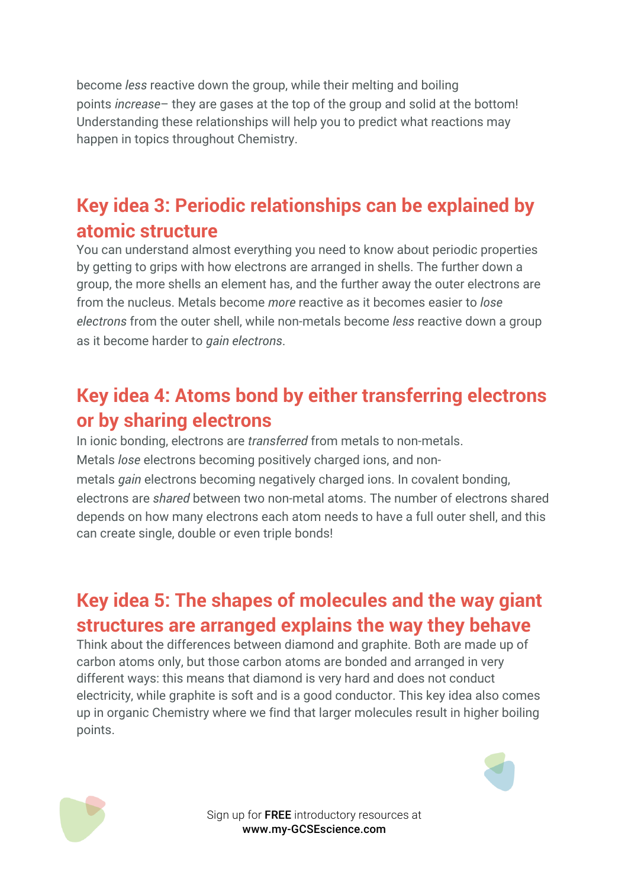become *less* reactive down the group, while their melting and boiling points *increase*– they are gases at the top of the group and solid at the bottom! Understanding these relationships will help you to predict what reactions may happen in topics throughout Chemistry.

## Key idea 3: Periodic relationships can be explained by atomic structure

You can understand almost everything you need to know about periodic properties by getting to grips with how electrons are arranged in shells. The further down a group, the more shells an element has, and the further away the outer electrons are from the nucleus. Metals become *more* reactive as it becomes easier to *lose electrons* from the outer shell, while non-metals become *less* reactive down a group as it become harder to *gain electrons*.

## Key idea 4: Atoms bond by either transferring electrons or by sharing electrons

In ionic bonding, electrons are *transferred* from metals to non-metals. Metals *lose* electrons becoming positively charged ions, and non-metals *gain* electrons becoming negatively charged ions. In covalent bonding, electrons are *shared* between two non-metal atoms. The number of electrons shared depends on how many electrons each atom needs to have a full outer shell, and this can create single, double or even triple bonds!

## Key idea 5: The shapes of molecules and the way giant structures are arranged explains the way they behave

Think about the differences between diamond and graphite. Both are made up of carbon atoms only, but those carbon atoms are bonded and arranged in very different ways: this means that diamond is very hard and does not conduct electricity, while graphite is soft and is a good conductor. This key idea also comes up in organic Chemistry where we find that larger molecules result in higher boiling points.

Sign up for **FREE** introductory resources at
**www.my-GCSEscience.com**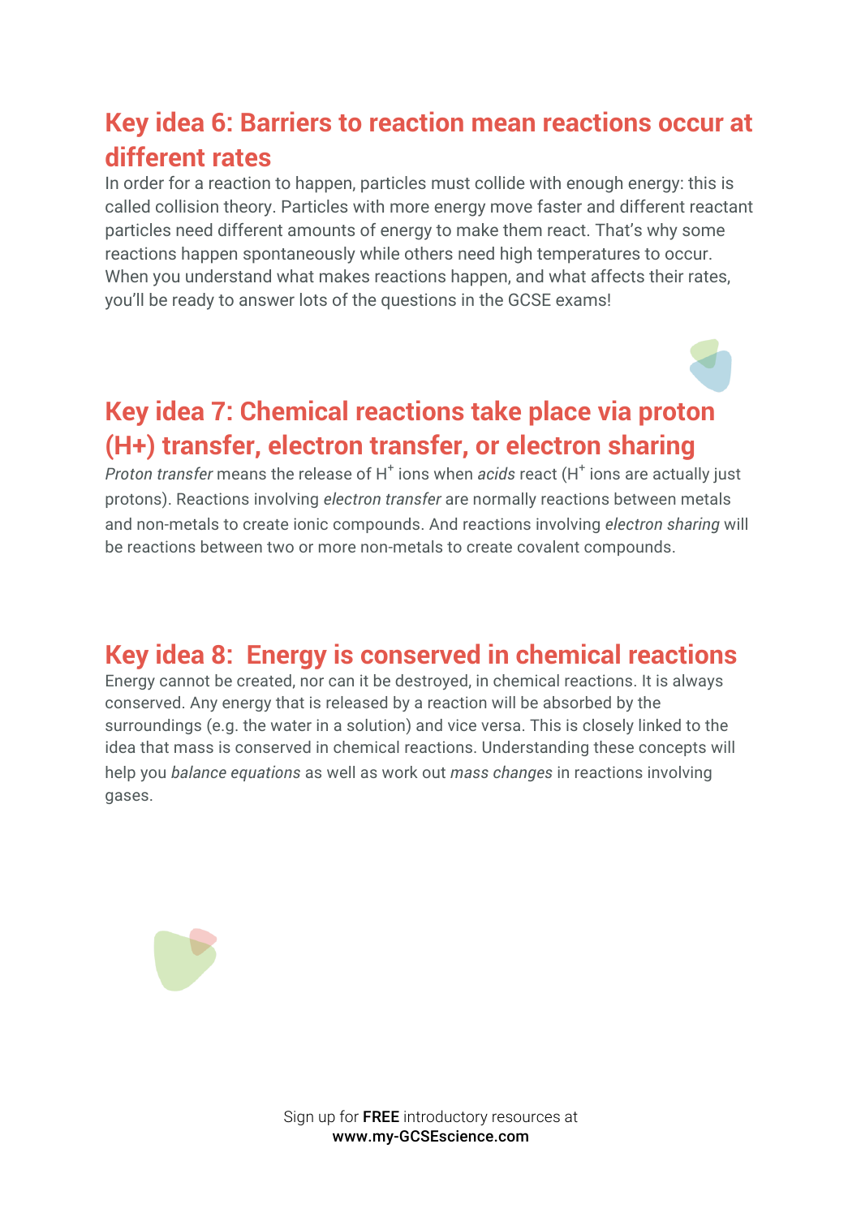## Key idea 6: Barriers to reaction mean reactions occur at different rates

In order for a reaction to happen, particles must collide with enough energy: this is called collision theory. Particles with more energy move faster and different reactant particles need different amounts of energy to make them react. That's why some reactions happen spontaneously while others need high temperatures to occur. When you understand what makes reactions happen, and what affects their rates, you'll be ready to answer lots of the questions in the GCSE exams!

## Key idea 7: Chemical reactions take place via proton (H+) transfer, electron transfer, or electron sharing

*Proton transfer* means the release of $H^+$ ions when *acids* react ($H^+$ ions are actually just protons). Reactions involving *electron transfer* are normally reactions between metals and non-metals to create ionic compounds. And reactions involving *electron sharing* will be reactions between two or more non-metals to create covalent compounds.

## Key idea 8: Energy is conserved in chemical reactions

Energy cannot be created, nor can it be destroyed, in chemical reactions. It is always conserved. Any energy that is released by a reaction will be absorbed by the surroundings (e.g. the water in a solution) and vice versa. This is closely linked to the idea that mass is conserved in chemical reactions. Understanding these concepts will help you *balance equations* as well as work out *mass changes* in reactions involving gases.

Sign up for **FREE** introductory resources at
**www.my-GCSEscience.com**